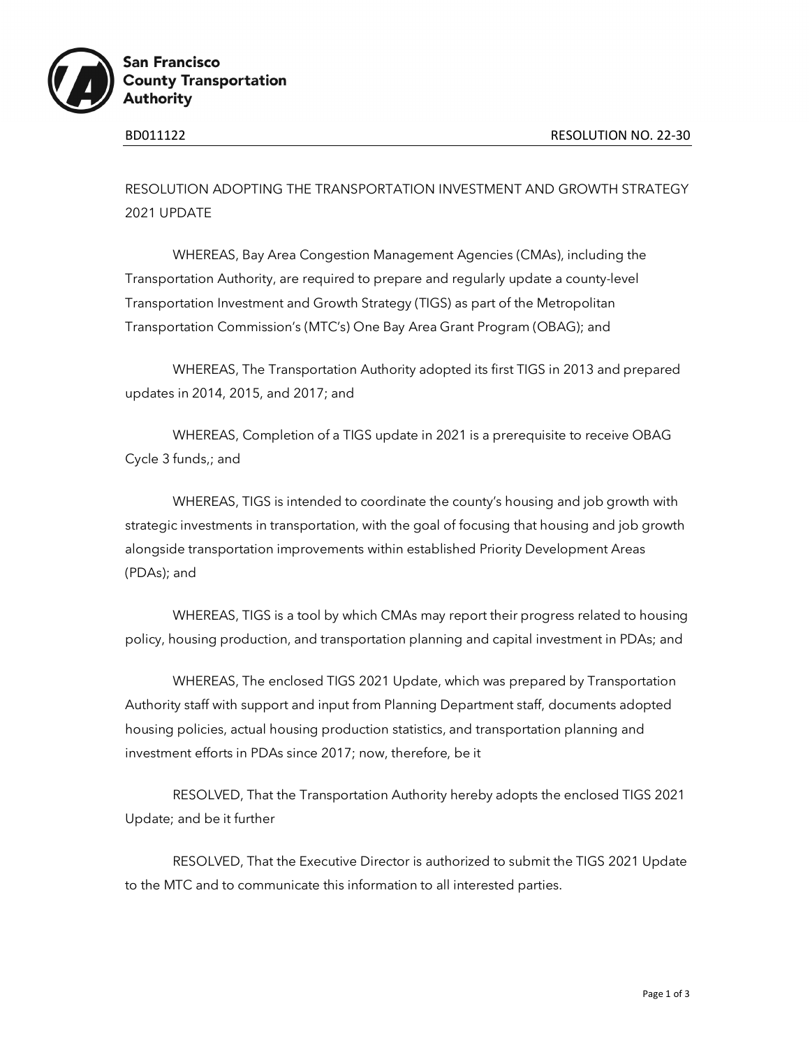San Francisco County Transportation Authority

BD011122 RESOLUTION NO. 22-30

RESOLUTION ADOPTING THE TRANSPORTATION INVESTMENT AND GROWTH STRATEGY 2021 UPDATE

WHEREAS, Bay Area Congestion Management Agencies (CMAs), including the Transportation Authority, are required to prepare and regularly update a county-level Transportation Investment and Growth Strategy (TIGS) as part of the Metropolitan Transportation Commission's (MTC's) One Bay Area Grant Program (OBAG); and

WHEREAS, The Transportation Authority adopted its first TIGS in 2013 and prepared updates in 2014, 2015, and 2017; and

WHEREAS, Completion of a TIGS update in 2021 is a prerequisite to receive OBAG Cycle 3 funds,; and

WHEREAS, TIGS is intended to coordinate the county's housing and job growth with strategic investments in transportation, with the goal of focusing that housing and job growth alongside transportation improvements within established Priority Development Areas (PDAs); and

WHEREAS, TIGS is a tool by which CMAs may report their progress related to housing policy, housing production, and transportation planning and capital investment in PDAs; and

WHEREAS, The enclosed TIGS 2021 Update, which was prepared by Transportation Authority staff with support and input from Planning Department staff, documents adopted housing policies, actual housing production statistics, and transportation planning and investment efforts in PDAs since 2017; now, therefore, be it

RESOLVED, That the Transportation Authority hereby adopts the enclosed TIGS 2021 Update; and be it further

RESOLVED, That the Executive Director is authorized to submit the TIGS 2021 Update to the MTC and to communicate this information to all interested parties.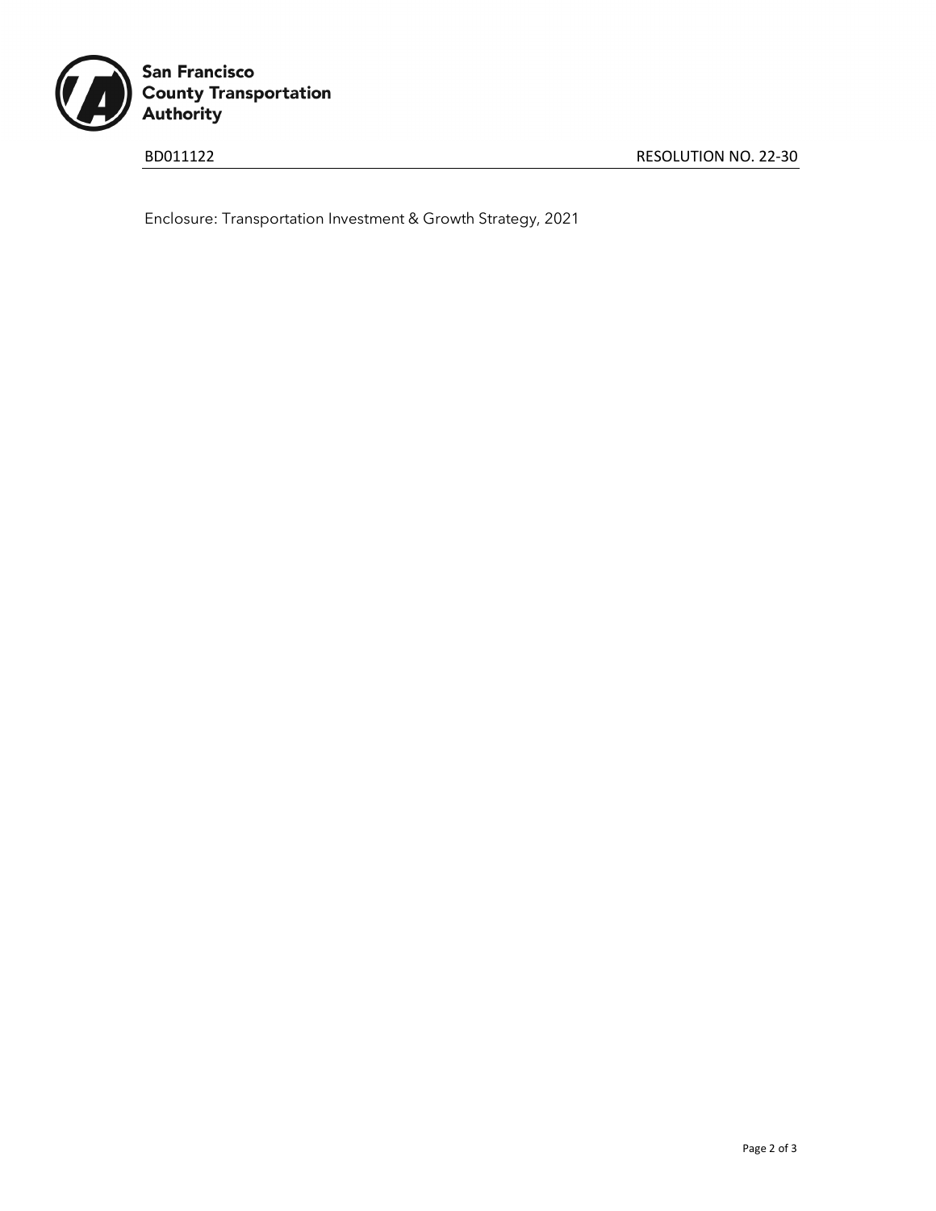Enclosure: Transportation Investment & Growth Strategy, 2021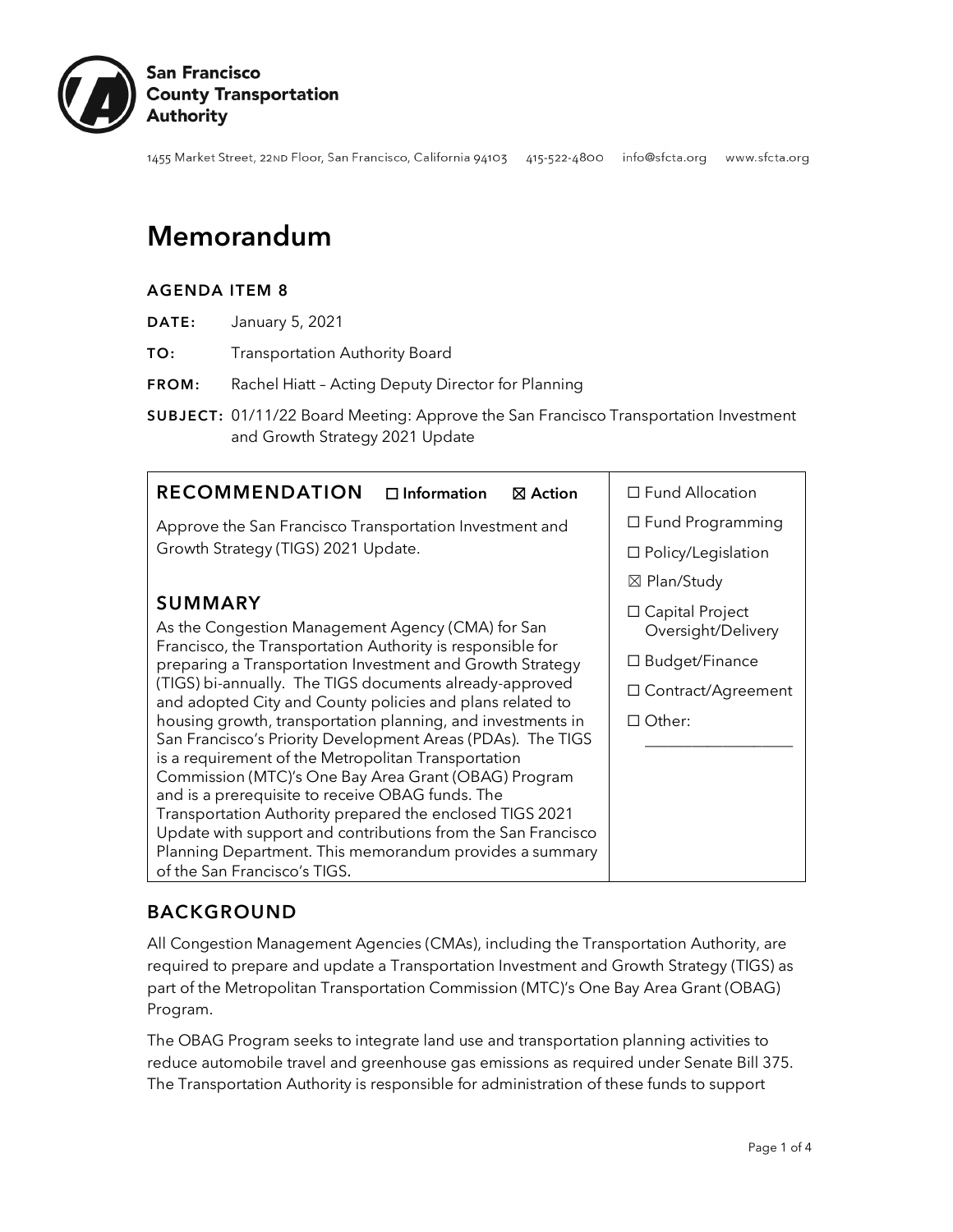# Memorandum

## AGENDA ITEM 8

**DATE:** January 5, 2021

**TO:** Transportation Authority Board

**FROM:** Rachel Hiatt – Acting Deputy Director for Planning

**SUBJECT:** 01/11/22 Board Meeting: Approve the San Francisco Transportation Investment and Growth Strategy 2021 Update

| **RECOMMENDATION** ☐ Information ☒ Action | |
|---|---|
| Approve the San Francisco Transportation Investment and Growth Strategy (TIGS) 2021 Update. | ☐ Fund Allocation<br>☐ Fund Programming<br>☐ Policy/Legislation<br>☒ Plan/Study<br>☐ Capital Project Oversight/Delivery<br>☐ Budget/Finance<br>☐ Contract/Agreement<br>☐ Other: ___________________ |
| **SUMMARY**<br>As the Congestion Management Agency (CMA) for San Francisco, the Transportation Authority is responsible for preparing a Transportation Investment and Growth Strategy (TIGS) bi-annually. The TIGS documents already-approved and adopted City and County policies and plans related to housing growth, transportation planning, and investments in San Francisco's Priority Development Areas (PDAs). The TIGS is a requirement of the Metropolitan Transportation Commission (MTC)'s One Bay Area Grant (OBAG) Program and is a prerequisite to receive OBAG funds. The Transportation Authority prepared the enclosed TIGS 2021 Update with support and contributions from the San Francisco Planning Department. This memorandum provides a summary of the San Francisco's TIGS. | |

## BACKGROUND

All Congestion Management Agencies (CMAs), including the Transportation Authority, are required to prepare and update a Transportation Investment and Growth Strategy (TIGS) as part of the Metropolitan Transportation Commission (MTC)'s One Bay Area Grant (OBAG) Program.

The OBAG Program seeks to integrate land use and transportation planning activities to reduce automobile travel and greenhouse gas emissions as required under Senate Bill 375. The Transportation Authority is responsible for administration of these funds to support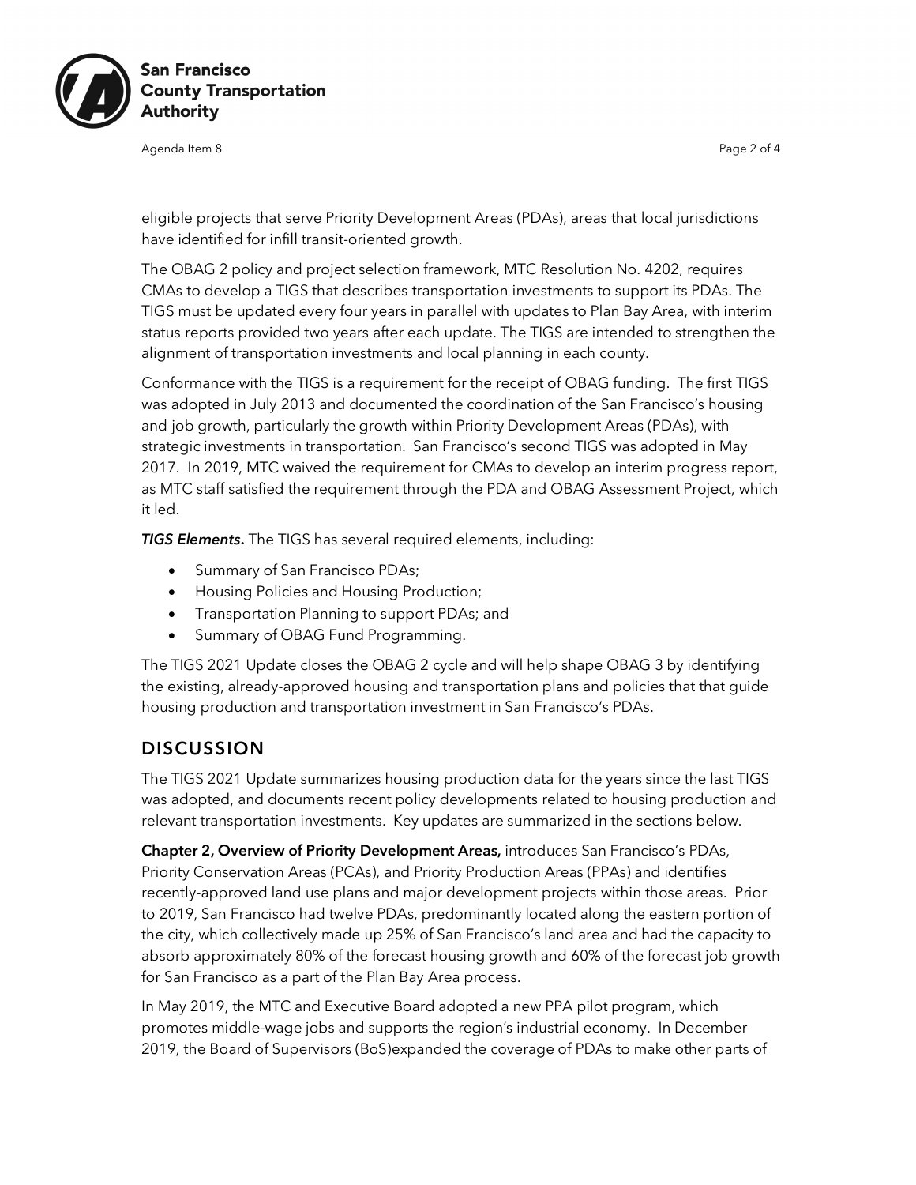eligible projects that serve Priority Development Areas (PDAs), areas that local jurisdictions have identified for infill transit-oriented growth.

The OBAG 2 policy and project selection framework, MTC Resolution No. 4202, requires CMAs to develop a TIGS that describes transportation investments to support its PDAs. The TIGS must be updated every four years in parallel with updates to Plan Bay Area, with interim status reports provided two years after each update. The TIGS are intended to strengthen the alignment of transportation investments and local planning in each county.

Conformance with the TIGS is a requirement for the receipt of OBAG funding. The first TIGS was adopted in July 2013 and documented the coordination of the San Francisco's housing and job growth, particularly the growth within Priority Development Areas (PDAs), with strategic investments in transportation. San Francisco's second TIGS was adopted in May 2017. In 2019, MTC waived the requirement for CMAs to develop an interim progress report, as MTC staff satisfied the requirement through the PDA and OBAG Assessment Project, which it led.

***TIGS Elements.*** The TIGS has several required elements, including:

- Summary of San Francisco PDAs;
- Housing Policies and Housing Production;
- Transportation Planning to support PDAs; and
- Summary of OBAG Fund Programming.

The TIGS 2021 Update closes the OBAG 2 cycle and will help shape OBAG 3 by identifying the existing, already-approved housing and transportation plans and policies that that guide housing production and transportation investment in San Francisco's PDAs.

## DISCUSSION

The TIGS 2021 Update summarizes housing production data for the years since the last TIGS was adopted, and documents recent policy developments related to housing production and relevant transportation investments. Key updates are summarized in the sections below.

**Chapter 2, Overview of Priority Development Areas,** introduces San Francisco's PDAs, Priority Conservation Areas (PCAs), and Priority Production Areas (PPAs) and identifies recently-approved land use plans and major development projects within those areas. Prior to 2019, San Francisco had twelve PDAs, predominantly located along the eastern portion of the city, which collectively made up 25% of San Francisco's land area and had the capacity to absorb approximately 80% of the forecast housing growth and 60% of the forecast job growth for San Francisco as a part of the Plan Bay Area process.

In May 2019, the MTC and Executive Board adopted a new PPA pilot program, which promotes middle-wage jobs and supports the region's industrial economy. In December 2019, the Board of Supervisors (BoS)expanded the coverage of PDAs to make other parts of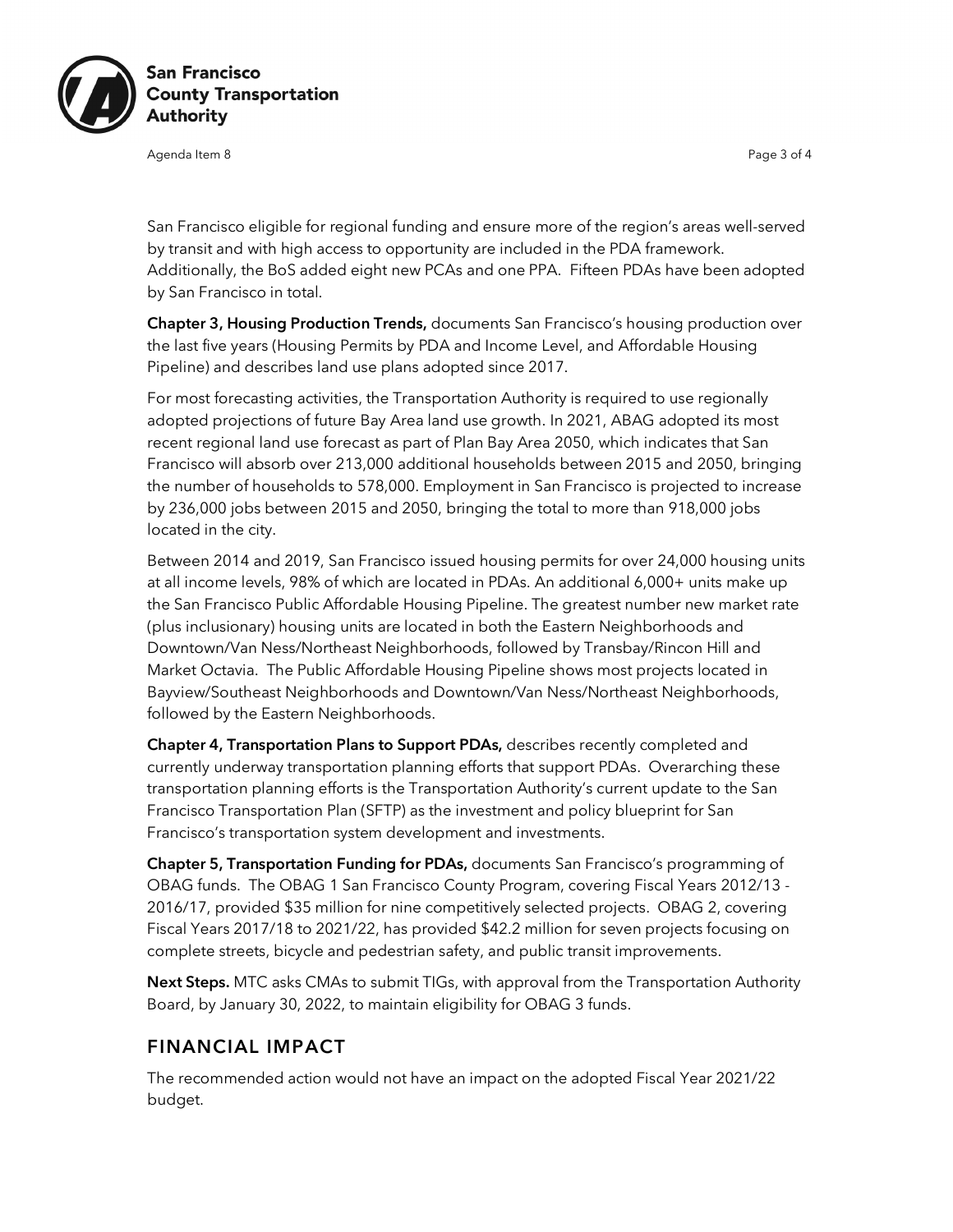San Francisco eligible for regional funding and ensure more of the region's areas well-served by transit and with high access to opportunity are included in the PDA framework. Additionally, the BoS added eight new PCAs and one PPA. Fifteen PDAs have been adopted by San Francisco in total.

**Chapter 3, Housing Production Trends,** documents San Francisco's housing production over the last five years (Housing Permits by PDA and Income Level, and Affordable Housing Pipeline) and describes land use plans adopted since 2017.

For most forecasting activities, the Transportation Authority is required to use regionally adopted projections of future Bay Area land use growth. In 2021, ABAG adopted its most recent regional land use forecast as part of Plan Bay Area 2050, which indicates that San Francisco will absorb over 213,000 additional households between 2015 and 2050, bringing the number of households to 578,000. Employment in San Francisco is projected to increase by 236,000 jobs between 2015 and 2050, bringing the total to more than 918,000 jobs located in the city.

Between 2014 and 2019, San Francisco issued housing permits for over 24,000 housing units at all income levels, 98% of which are located in PDAs. An additional 6,000+ units make up the San Francisco Public Affordable Housing Pipeline. The greatest number new market rate (plus inclusionary) housing units are located in both the Eastern Neighborhoods and Downtown/Van Ness/Northeast Neighborhoods, followed by Transbay/Rincon Hill and Market Octavia. The Public Affordable Housing Pipeline shows most projects located in Bayview/Southeast Neighborhoods and Downtown/Van Ness/Northeast Neighborhoods, followed by the Eastern Neighborhoods.

**Chapter 4, Transportation Plans to Support PDAs,** describes recently completed and currently underway transportation planning efforts that support PDAs. Overarching these transportation planning efforts is the Transportation Authority's current update to the San Francisco Transportation Plan (SFTP) as the investment and policy blueprint for San Francisco's transportation system development and investments.

**Chapter 5, Transportation Funding for PDAs,** documents San Francisco's programming of OBAG funds. The OBAG 1 San Francisco County Program, covering Fiscal Years 2012/13 - 2016/17, provided $35 million for nine competitively selected projects. OBAG 2, covering Fiscal Years 2017/18 to 2021/22, has provided $42.2 million for seven projects focusing on complete streets, bicycle and pedestrian safety, and public transit improvements.

**Next Steps.** MTC asks CMAs to submit TIGs, with approval from the Transportation Authority Board, by January 30, 2022, to maintain eligibility for OBAG 3 funds.

## FINANCIAL IMPACT

The recommended action would not have an impact on the adopted Fiscal Year 2021/22 budget.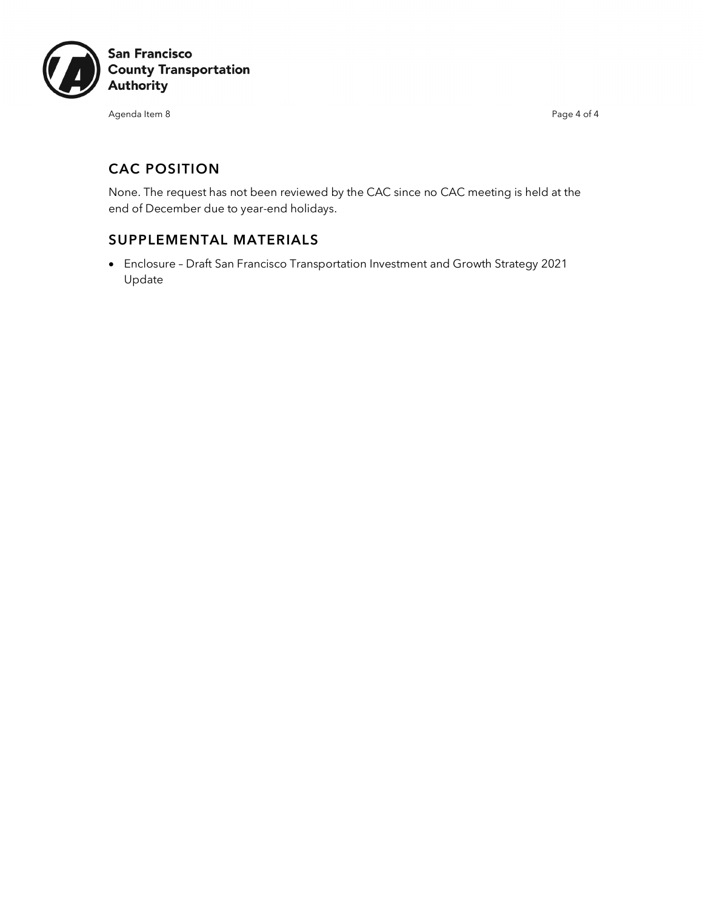## CAC POSITION

None. The request has not been reviewed by the CAC since no CAC meeting is held at the end of December due to year-end holidays.

## SUPPLEMENTAL MATERIALS

- Enclosure – Draft San Francisco Transportation Investment and Growth Strategy 2021 Update